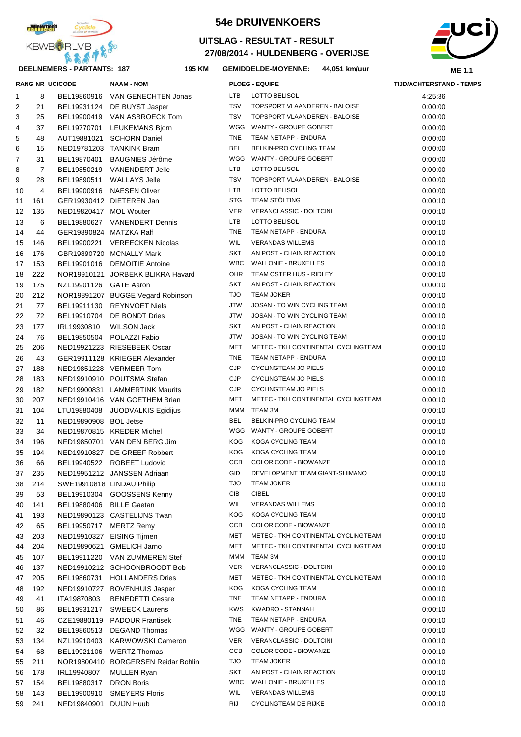# 54e DRUIVENKOERS

## UITSLAG - RESULTAT - RESULT

## 27/08/2014 - HULDENBERG - OVERIJSE

**DEELNEMERS - PARTANTS: 187** | **195 KM** | **GEMIDDELDE-MOYENNE: 44,051 km/uur** | **ME 1.1**

| RANG | NR | UCICODE | NAAM - NOM | PLOEG - EQUIPE | | TIJD/ACHTERSTAND - TEMPS |
|---|---|---|---|---|---|---|
| 1 | 8 | BEL19860916 | VAN GENECHTEN Jonas | LTB | LOTTO BELISOL | 4:25:36 |
| 2 | 21 | BEL19931124 | DE BUYST Jasper | TSV | TOPSPORT VLAANDEREN - BALOISE | 0:00:00 |
| 3 | 25 | BEL19900419 | VAN ASBROECK Tom | TSV | TOPSPORT VLAANDEREN - BALOISE | 0:00:00 |
| 4 | 37 | BEL19770701 | LEUKEMANS Bjorn | WGG | WANTY - GROUPE GOBERT | 0:00:00 |
| 5 | 48 | AUT19881021 | SCHORN Daniel | TNE | TEAM NETAPP - ENDURA | 0:00:00 |
| 6 | 15 | NED19781203 | TANKINK Bram | BEL | BELKIN-PRO CYCLING TEAM | 0:00:00 |
| 7 | 31 | BEL19870401 | BAUGNIES Jérôme | WGG | WANTY - GROUPE GOBERT | 0:00:00 |
| 8 | 7 | BEL19850219 | VANENDERT Jelle | LTB | LOTTO BELISOL | 0:00:00 |
| 9 | 28 | BEL19890511 | WALLAYS Jelle | TSV | TOPSPORT VLAANDEREN - BALOISE | 0:00:00 |
| 10 | 4 | BEL19900916 | NAESEN Oliver | LTB | LOTTO BELISOL | 0:00:00 |
| 11 | 161 | GER19930412 | DIETEREN Jan | STG | TEAM STÖLTING | 0:00:10 |
| 12 | 135 | NED19820417 | MOL Wouter | VER | VERANCLASSIC - DOLTCINI | 0:00:10 |
| 13 | 6 | BEL19880627 | VANENDERT Dennis | LTB | LOTTO BELISOL | 0:00:10 |
| 14 | 44 | GER19890824 | MATZKA Ralf | TNE | TEAM NETAPP - ENDURA | 0:00:10 |
| 15 | 146 | BEL19900221 | VEREECKEN Nicolas | WIL | VERANDAS WILLEMS | 0:00:10 |
| 16 | 176 | GBR19890720 | MCNALLY Mark | SKT | AN POST - CHAIN REACTION | 0:00:10 |
| 17 | 153 | BEL19901016 | DEMOITIE Antoine | WBC | WALLONIE - BRUXELLES | 0:00:10 |
| 18 | 222 | NOR19910121 | JORBEKK BLIKRA Havard | OHR | TEAM OSTER HUS - RIDLEY | 0:00:10 |
| 19 | 175 | NZL19901126 | GATE Aaron | SKT | AN POST - CHAIN REACTION | 0:00:10 |
| 20 | 212 | NOR19891207 | BUGGE Vegard Robinson | TJO | TEAM JOKER | 0:00:10 |
| 21 | 77 | BEL19911130 | REYNVOET Niels | JTW | JOSAN - TO WIN CYCLING TEAM | 0:00:10 |
| 22 | 72 | BEL19910704 | DE BONDT Dries | JTW | JOSAN - TO WIN CYCLING TEAM | 0:00:10 |
| 23 | 177 | IRL19930810 | WILSON Jack | SKT | AN POST - CHAIN REACTION | 0:00:10 |
| 24 | 76 | BEL19850504 | POLAZZI Fabio | JTW | JOSAN - TO WIN CYCLING TEAM | 0:00:10 |
| 25 | 206 | NED19921223 | RIESEBEEK Oscar | MET | METEC - TKH CONTINENTAL CYCLINGTEAM | 0:00:10 |
| 26 | 43 | GER19911128 | KRIEGER Alexander | TNE | TEAM NETAPP - ENDURA | 0:00:10 |
| 27 | 188 | NED19851228 | VERMEER Tom | CJP | CYCLINGTEAM JO PIELS | 0:00:10 |
| 28 | 183 | NED19910910 | POUTSMA Stefan | CJP | CYCLINGTEAM JO PIELS | 0:00:10 |
| 29 | 182 | NED19900831 | LAMMERTINK Maurits | CJP | CYCLINGTEAM JO PIELS | 0:00:10 |
| 30 | 207 | NED19910416 | VAN GOETHEM Brian | MET | METEC - TKH CONTINENTAL CYCLINGTEAM | 0:00:10 |
| 31 | 104 | LTU19880408 | JUODVALKIS Egidijus | MMM | TEAM 3M | 0:00:10 |
| 32 | 11 | NED19890908 | BOL Jetse | BEL | BELKIN-PRO CYCLING TEAM | 0:00:10 |
| 33 | 34 | NED19870815 | KREDER Michel | WGG | WANTY - GROUPE GOBERT | 0:00:10 |
| 34 | 196 | NED19850701 | VAN DEN BERG Jim | KOG | KOGA CYCLING TEAM | 0:00:10 |
| 35 | 194 | NED19910827 | DE GREEF Robbert | KOG | KOGA CYCLING TEAM | 0:00:10 |
| 36 | 66 | BEL19940522 | ROBEET Ludovic | CCB | COLOR CODE - BIOWANZE | 0:00:10 |
| 37 | 235 | NED19951212 | JANSSEN Adriaan | GID | DEVELOPMENT TEAM GIANT-SHIMANO | 0:00:10 |
| 38 | 214 | SWE19910818 | LINDAU Philip | TJO | TEAM JOKER | 0:00:10 |
| 39 | 53 | BEL19910304 | GOOSSENS Kenny | CIB | CIBEL | 0:00:10 |
| 40 | 141 | BEL19880406 | BILLE Gaetan | WIL | VERANDAS WILLEMS | 0:00:10 |
| 41 | 193 | NED19890123 | CASTELIJNS Twan | KOG | KOGA CYCLING TEAM | 0:00:10 |
| 42 | 65 | BEL19950717 | MERTZ Remy | CCB | COLOR CODE - BIOWANZE | 0:00:10 |
| 43 | 203 | NED19910327 | EISING Tijmen | MET | METEC - TKH CONTINENTAL CYCLINGTEAM | 0:00:10 |
| 44 | 204 | NED19890621 | GMELICH Jarno | MET | METEC - TKH CONTINENTAL CYCLINGTEAM | 0:00:10 |
| 45 | 107 | BEL19911220 | VAN ZUMMEREN Stef | MMM | TEAM 3M | 0:00:10 |
| 46 | 137 | NED19910212 | SCHOONBROODT Bob | VER | VERANCLASSIC - DOLTCINI | 0:00:10 |
| 47 | 205 | BEL19860731 | HOLLANDERS Dries | MET | METEC - TKH CONTINENTAL CYCLINGTEAM | 0:00:10 |
| 48 | 192 | NED19910727 | BOVENHUIS Jasper | KOG | KOGA CYCLING TEAM | 0:00:10 |
| 49 | 41 | ITA19870803 | BENEDETTI Cesare | TNE | TEAM NETAPP - ENDURA | 0:00:10 |
| 50 | 86 | BEL19931217 | SWEECK Laurens | KWS | KWADRO - STANNAH | 0:00:10 |
| 51 | 46 | CZE19880119 | PADOUR Frantisek | TNE | TEAM NETAPP - ENDURA | 0:00:10 |
| 52 | 32 | BEL19860513 | DEGAND Thomas | WGG | WANTY - GROUPE GOBERT | 0:00:10 |
| 53 | 134 | NZL19910403 | KARWOWSKI Cameron | VER | VERANCLASSIC - DOLTCINI | 0:00:10 |
| 54 | 68 | BEL19921106 | WERTZ Thomas | CCB | COLOR CODE - BIOWANZE | 0:00:10 |
| 55 | 211 | NOR19800410 | BORGERSEN Reidar Bohlin | TJO | TEAM JOKER | 0:00:10 |
| 56 | 178 | IRL19940807 | MULLEN Ryan | SKT | AN POST - CHAIN REACTION | 0:00:10 |
| 57 | 154 | BEL19880317 | DRON Boris | WBC | WALLONIE - BRUXELLES | 0:00:10 |
| 58 | 143 | BEL19900910 | SMEYERS Floris | WIL | VERANDAS WILLEMS | 0:00:10 |
| 59 | 241 | NED19840901 | DUIJN Huub | RIJ | CYCLINGTEAM DE RIJKE | 0:00:10 |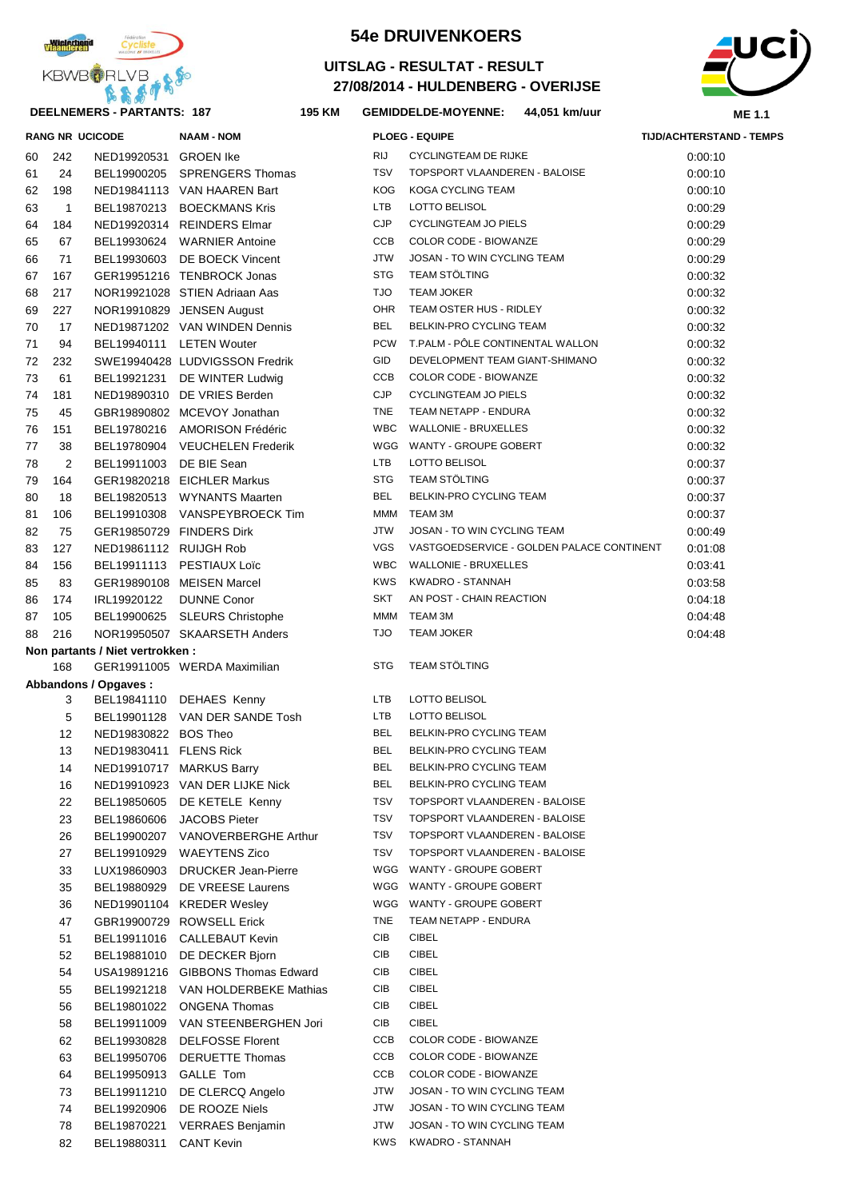# 54e DRUIVENKOERS

## UITSLAG - RESULTAT - RESULT
## 27/08/2014 - HULDENBERG - OVERIJSE

**DEELNEMERS - PARTANTS: 187** | **195 KM** | **GEMIDDELDE-MOYENNE: 44,051 km/uur** | **ME 1.1**

| RANG | NR | UCICODE | NAAM - NOM | PLOEG - EQUIPE | | TIJD/ACHTERSTAND - TEMPS |
|---|---|---|---|---|---|---|
| 60 | 242 | NED19920531 | GROEN Ike | RIJ | CYCLINGTEAM DE RIJKE | 0:00:10 |
| 61 | 24 | BEL19900205 | SPRENGERS Thomas | TSV | TOPSPORT VLAANDEREN - BALOISE | 0:00:10 |
| 62 | 198 | NED19841113 | VAN HAAREN Bart | KOG | KOGA CYCLING TEAM | 0:00:10 |
| 63 | 1 | BEL19870213 | BOECKMANS Kris | LTB | LOTTO BELISOL | 0:00:29 |
| 64 | 184 | NED19920314 | REINDERS Elmar | CJP | CYCLINGTEAM JO PIELS | 0:00:29 |
| 65 | 67 | BEL19930624 | WARNIER Antoine | CCB | COLOR CODE - BIOWANZE | 0:00:29 |
| 66 | 71 | BEL19930603 | DE BOECK Vincent | JTW | JOSAN - TO WIN CYCLING TEAM | 0:00:29 |
| 67 | 167 | GER19951216 | TENBROCK Jonas | STG | TEAM STÖLTING | 0:00:32 |
| 68 | 217 | NOR19921028 | STIEN Adriaan Aas | TJO | TEAM JOKER | 0:00:32 |
| 69 | 227 | NOR19910829 | JENSEN August | OHR | TEAM OSTER HUS - RIDLEY | 0:00:32 |
| 70 | 17 | NED19871202 | VAN WINDEN Dennis | BEL | BELKIN-PRO CYCLING TEAM | 0:00:32 |
| 71 | 94 | BEL19940111 | LETEN Wouter | PCW | T.PALM - PÔLE CONTINENTAL WALLON | 0:00:32 |
| 72 | 232 | SWE19940428 | LUDVIGSSON Fredrik | GID | DEVELOPMENT TEAM GIANT-SHIMANO | 0:00:32 |
| 73 | 61 | BEL19921231 | DE WINTER Ludwig | CCB | COLOR CODE - BIOWANZE | 0:00:32 |
| 74 | 181 | NED19890310 | DE VRIES Berden | CJP | CYCLINGTEAM JO PIELS | 0:00:32 |
| 75 | 45 | GBR19890802 | MCEVOY Jonathan | TNE | TEAM NETAPP - ENDURA | 0:00:32 |
| 76 | 151 | BEL19780216 | AMORISON Frédéric | WBC | WALLONIE - BRUXELLES | 0:00:32 |
| 77 | 38 | BEL19780904 | VEUCHELEN Frederik | WGG | WANTY - GROUPE GOBERT | 0:00:32 |
| 78 | 2 | BEL19911003 | DE BIE Sean | LTB | LOTTO BELISOL | 0:00:37 |
| 79 | 164 | GER19820218 | EICHLER Markus | STG | TEAM STÖLTING | 0:00:37 |
| 80 | 18 | BEL19820513 | WYNANTS Maarten | BEL | BELKIN-PRO CYCLING TEAM | 0:00:37 |
| 81 | 106 | BEL19910308 | VANSPEYBROECK Tim | MMM | TEAM 3M | 0:00:37 |
| 82 | 75 | GER19850729 | FINDERS Dirk | JTW | JOSAN - TO WIN CYCLING TEAM | 0:00:49 |
| 83 | 127 | NED19861112 | RUIJGH Rob | VGS | VASTGOEDSERVICE - GOLDEN PALACE CONTINENT | 0:01:08 |
| 84 | 156 | BEL19911113 | PESTIAUX Loïc | WBC | WALLONIE - BRUXELLES | 0:03:41 |
| 85 | 83 | GER19890108 | MEISEN Marcel | KWS | KWADRO - STANNAH | 0:03:58 |
| 86 | 174 | IRL19920122 | DUNNE Conor | SKT | AN POST - CHAIN REACTION | 0:04:18 |
| 87 | 105 | BEL19900625 | SLEURS Christophe | MMM | TEAM 3M | 0:04:48 |
| 88 | 216 | NOR19950507 | SKAARSETH Anders | TJO | TEAM JOKER | 0:04:48 |

**Non partants / Niet vertrokken :**

| NR | UCICODE | NAAM - NOM | PLOEG - EQUIPE | |
|---|---|---|---|---|
| 168 | GER19911005 | WERDA Maximilian | STG | TEAM STÖLTING |

**Abbandons / Opgaves :**

| NR | UCICODE | NAAM - NOM | PLOEG - EQUIPE | |
|---|---|---|---|---|
| 3 | BEL19841110 | DEHAES Kenny | LTB | LOTTO BELISOL |
| 5 | BEL19901128 | VAN DER SANDE Tosh | LTB | LOTTO BELISOL |
| 12 | NED19830822 | BOS Theo | BEL | BELKIN-PRO CYCLING TEAM |
| 13 | NED19830411 | FLENS Rick | BEL | BELKIN-PRO CYCLING TEAM |
| 14 | NED19910717 | MARKUS Barry | BEL | BELKIN-PRO CYCLING TEAM |
| 16 | NED19910923 | VAN DER LIJKE Nick | BEL | BELKIN-PRO CYCLING TEAM |
| 22 | BEL19850605 | DE KETELE Kenny | TSV | TOPSPORT VLAANDEREN - BALOISE |
| 23 | BEL19860606 | JACOBS Pieter | TSV | TOPSPORT VLAANDEREN - BALOISE |
| 26 | BEL19900207 | VANOVERBERGHE Arthur | TSV | TOPSPORT VLAANDEREN - BALOISE |
| 27 | BEL19910929 | WAEYTENS Zico | TSV | TOPSPORT VLAANDEREN - BALOISE |
| 33 | LUX19860903 | DRUCKER Jean-Pierre | WGG | WANTY - GROUPE GOBERT |
| 35 | BEL19880929 | DE VREESE Laurens | WGG | WANTY - GROUPE GOBERT |
| 36 | NED19901104 | KREDER Wesley | WGG | WANTY - GROUPE GOBERT |
| 47 | GBR19900729 | ROWSELL Erick | TNE | TEAM NETAPP - ENDURA |
| 51 | BEL19911016 | CALLEBAUT Kevin | CIB | CIBEL |
| 52 | BEL19881010 | DE DECKER Bjorn | CIB | CIBEL |
| 54 | USA19891216 | GIBBONS Thomas Edward | CIB | CIBEL |
| 55 | BEL19921218 | VAN HOLDERBEKE Mathias | CIB | CIBEL |
| 56 | BEL19801022 | ONGENA Thomas | CIB | CIBEL |
| 58 | BEL19911009 | VAN STEENBERGHEN Jori | CIB | CIBEL |
| 62 | BEL19930828 | DELFOSSE Florent | CCB | COLOR CODE - BIOWANZE |
| 63 | BEL19950706 | DERUETTE Thomas | CCB | COLOR CODE - BIOWANZE |
| 64 | BEL19950913 | GALLE Tom | CCB | COLOR CODE - BIOWANZE |
| 73 | BEL19911210 | DE CLERCQ Angelo | JTW | JOSAN - TO WIN CYCLING TEAM |
| 74 | BEL19920906 | DE ROOZE Niels | JTW | JOSAN - TO WIN CYCLING TEAM |
| 78 | BEL19870221 | VERRAES Benjamin | JTW | JOSAN - TO WIN CYCLING TEAM |
| 82 | BEL19880311 | CANT Kevin | KWS | KWADRO - STANNAH |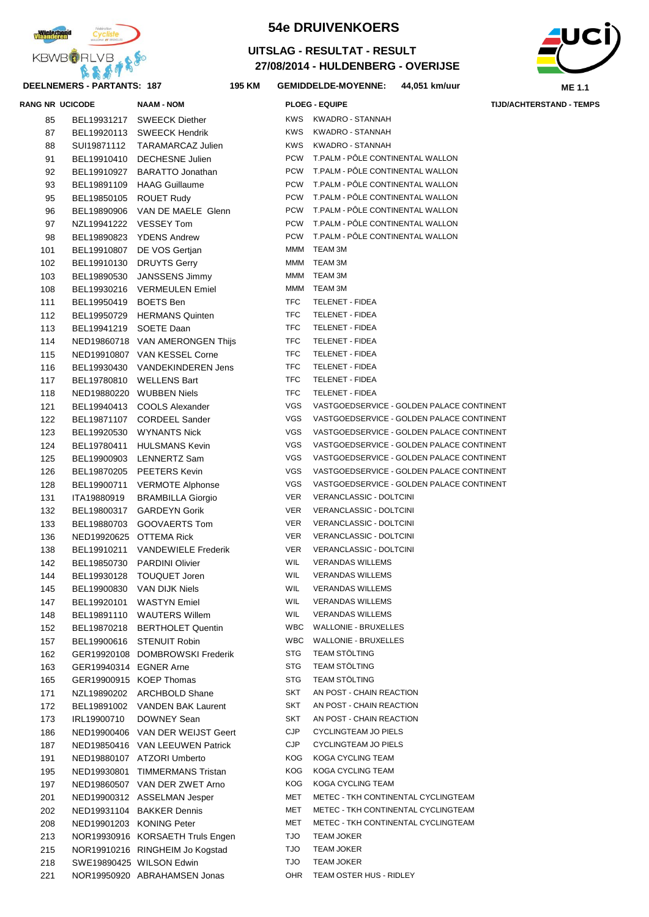# 54e DRUIVENKOERS

## UITSLAG - RESULTAT - RESULT
## 27/08/2014 - HULDENBERG - OVERIJSE

**DEELNEMERS - PARTANTS: 187** **195 KM** **GEMIDDELDE-MOYENNE: 44,051 km/uur** **ME 1.1**

| RANG | NR | UCICODE | NAAM - NOM | PLOEG - EQUIPE | | TIJD/ACHTERSTAND - TEMPS |
|---|---|---|---|---|---|---|
| | 85 | BEL19931217 | SWEECK Diether | KWS | KWADRO - STANNAH | |
| | 87 | BEL19920113 | SWEECK Hendrik | KWS | KWADRO - STANNAH | |
| | 88 | SUI19871112 | TARAMARCAZ Julien | KWS | KWADRO - STANNAH | |
| | 91 | BEL19910410 | DECHESNE Julien | PCW | T.PALM - PÔLE CONTINENTAL WALLON | |
| | 92 | BEL19910927 | BARATTO Jonathan | PCW | T.PALM - PÔLE CONTINENTAL WALLON | |
| | 93 | BEL19891109 | HAAG Guillaume | PCW | T.PALM - PÔLE CONTINENTAL WALLON | |
| | 95 | BEL19850105 | ROUET Rudy | PCW | T.PALM - PÔLE CONTINENTAL WALLON | |
| | 96 | BEL19890906 | VAN DE MAELE Glenn | PCW | T.PALM - PÔLE CONTINENTAL WALLON | |
| | 97 | NZL19941222 | VESSEY Tom | PCW | T.PALM - PÔLE CONTINENTAL WALLON | |
| | 98 | BEL19890823 | YDENS Andrew | PCW | T.PALM - PÔLE CONTINENTAL WALLON | |
| | 101 | BEL19910807 | DE VOS Gertjan | MMM | TEAM 3M | |
| | 102 | BEL19910130 | DRUYTS Gerry | MMM | TEAM 3M | |
| | 103 | BEL19890530 | JANSSENS Jimmy | MMM | TEAM 3M | |
| | 108 | BEL19930216 | VERMEULEN Emiel | MMM | TEAM 3M | |
| | 111 | BEL19950419 | BOETS Ben | TFC | TELENET - FIDEA | |
| | 112 | BEL19950729 | HERMANS Quinten | TFC | TELENET - FIDEA | |
| | 113 | BEL19941219 | SOETE Daan | TFC | TELENET - FIDEA | |
| | 114 | NED19860718 | VAN AMERONGEN Thijs | TFC | TELENET - FIDEA | |
| | 115 | NED19910807 | VAN KESSEL Corne | TFC | TELENET - FIDEA | |
| | 116 | BEL19930430 | VANDEKINDEREN Jens | TFC | TELENET - FIDEA | |
| | 117 | BEL19780810 | WELLENS Bart | TFC | TELENET - FIDEA | |
| | 118 | NED19880220 | WUBBEN Niels | TFC | TELENET - FIDEA | |
| | 121 | BEL19940413 | COOLS Alexander | VGS | VASTGOEDSERVICE - GOLDEN PALACE CONTINENT | |
| | 122 | BEL19871107 | CORDEEL Sander | VGS | VASTGOEDSERVICE - GOLDEN PALACE CONTINENT | |
| | 123 | BEL19920530 | WYNANTS Nick | VGS | VASTGOEDSERVICE - GOLDEN PALACE CONTINENT | |
| | 124 | BEL19780411 | HULSMANS Kevin | VGS | VASTGOEDSERVICE - GOLDEN PALACE CONTINENT | |
| | 125 | BEL19900903 | LENNERTZ Sam | VGS | VASTGOEDSERVICE - GOLDEN PALACE CONTINENT | |
| | 126 | BEL19870205 | PEETERS Kevin | VGS | VASTGOEDSERVICE - GOLDEN PALACE CONTINENT | |
| | 128 | BEL19900711 | VERMOTE Alphonse | VGS | VASTGOEDSERVICE - GOLDEN PALACE CONTINENT | |
| | 131 | ITA19880919 | BRAMBILLA Giorgio | VER | VERANCLASSIC - DOLTCINI | |
| | 132 | BEL19800317 | GARDEYN Gorik | VER | VERANCLASSIC - DOLTCINI | |
| | 133 | BEL19880703 | GOOVAERTS Tom | VER | VERANCLASSIC - DOLTCINI | |
| | 136 | NED19920625 | OTTEMA Rick | VER | VERANCLASSIC - DOLTCINI | |
| | 138 | BEL19910211 | VANDEWIELE Frederik | VER | VERANCLASSIC - DOLTCINI | |
| | 142 | BEL19850730 | PARDINI Olivier | WIL | VERANDAS WILLEMS | |
| | 144 | BEL19930128 | TOUQUET Joren | WIL | VERANDAS WILLEMS | |
| | 145 | BEL19900830 | VAN DIJK Niels | WIL | VERANDAS WILLEMS | |
| | 147 | BEL19920101 | WASTYN Emiel | WIL | VERANDAS WILLEMS | |
| | 148 | BEL19891110 | WAUTERS Willem | WIL | VERANDAS WILLEMS | |
| | 152 | BEL19870218 | BERTHOLET Quentin | WBC | WALLONIE - BRUXELLES | |
| | 157 | BEL19900616 | STENUIT Robin | WBC | WALLONIE - BRUXELLES | |
| | 162 | GER19920108 | DOMBROWSKI Frederik | STG | TEAM STÖLTING | |
| | 163 | GER19940314 | EGNER Arne | STG | TEAM STÖLTING | |
| | 165 | GER19900915 | KOEP Thomas | STG | TEAM STÖLTING | |
| | 171 | NZL19890202 | ARCHBOLD Shane | SKT | AN POST - CHAIN REACTION | |
| | 172 | BEL19891002 | VANDEN BAK Laurent | SKT | AN POST - CHAIN REACTION | |
| | 173 | IRL19900710 | DOWNEY Sean | SKT | AN POST - CHAIN REACTION | |
| | 186 | NED19900406 | VAN DER WEIJST Geert | CJP | CYCLINGTEAM JO PIELS | |
| | 187 | NED19850416 | VAN LEEUWEN Patrick | CJP | CYCLINGTEAM JO PIELS | |
| | 191 | NED19880107 | ATZORI Umberto | KOG | KOGA CYCLING TEAM | |
| | 195 | NED19930801 | TIMMERMANS Tristan | KOG | KOGA CYCLING TEAM | |
| | 197 | NED19860507 | VAN DER ZWET Arno | KOG | KOGA CYCLING TEAM | |
| | 201 | NED19900312 | ASSELMAN Jesper | MET | METEC - TKH CONTINENTAL CYCLINGTEAM | |
| | 202 | NED19931104 | BAKKER Dennis | MET | METEC - TKH CONTINENTAL CYCLINGTEAM | |
| | 208 | NED19901203 | KONING Peter | MET | METEC - TKH CONTINENTAL CYCLINGTEAM | |
| | 213 | NOR19930916 | KORSAETH Truls Engen | TJO | TEAM JOKER | |
| | 215 | NOR19910216 | RINGHEIM Jo Kogstad | TJO | TEAM JOKER | |
| | 218 | SWE19890425 | WILSON Edwin | TJO | TEAM JOKER | |
| | 221 | NOR19950920 | ABRAHAMSEN Jonas | OHR | TEAM OSTER HUS - RIDLEY | |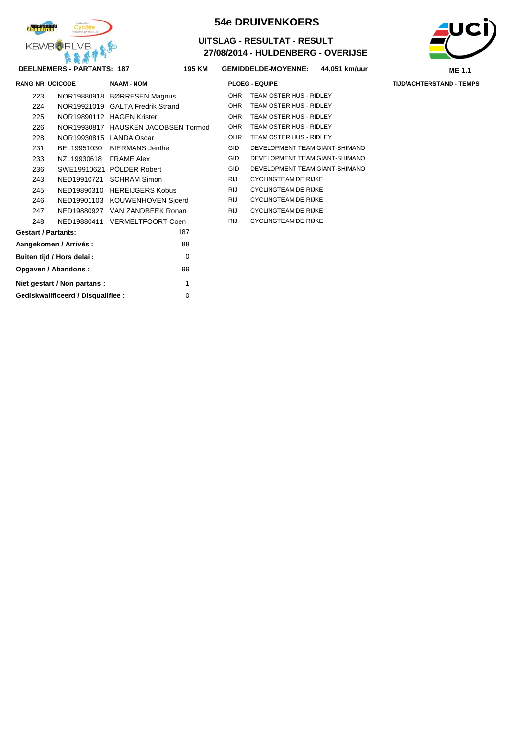# 54e DRUIVENKOERS

## UITSLAG - RESULTAT - RESULT
## 27/08/2014 - HULDENBERG - OVERIJSE

**DEELNEMERS - PARTANTS: 187** **195 KM** **GEMIDDELDE-MOYENNE: 44,051 km/uur** **ME 1.1**

| RANG | NR | UCICODE | NAAM - NOM | PLOEG - EQUIPE | | TIJD/ACHTERSTAND - TEMPS |
|---|---|---|---|---|---|---|
| | 223 | NOR19880918 | BØRRESEN Magnus | OHR | TEAM OSTER HUS - RIDLEY | |
| | 224 | NOR19921019 | GALTA Fredrik Strand | OHR | TEAM OSTER HUS - RIDLEY | |
| | 225 | NOR19890112 | HAGEN Krister | OHR | TEAM OSTER HUS - RIDLEY | |
| | 226 | NOR19930817 | HAUSKEN JACOBSEN Tormod | OHR | TEAM OSTER HUS - RIDLEY | |
| | 228 | NOR19930815 | LANDA Oscar | OHR | TEAM OSTER HUS - RIDLEY | |
| | 231 | BEL19951030 | BIERMANS Jenthe | GID | DEVELOPMENT TEAM GIANT-SHIMANO | |
| | 233 | NZL19930618 | FRAME Alex | GID | DEVELOPMENT TEAM GIANT-SHIMANO | |
| | 236 | SWE19910621 | PÖLDER Robert | GID | DEVELOPMENT TEAM GIANT-SHIMANO | |
| | 243 | NED19910721 | SCHRAM Simon | RIJ | CYCLINGTEAM DE RIJKE | |
| | 245 | NED19890310 | HEREIJGERS Kobus | RIJ | CYCLINGTEAM DE RIJKE | |
| | 246 | NED19901103 | KOUWENHOVEN Sjoerd | RIJ | CYCLINGTEAM DE RIJKE | |
| | 247 | NED19880927 | VAN ZANDBEEK Ronan | RIJ | CYCLINGTEAM DE RIJKE | |
| | 248 | NED19880411 | VERMELTFOORT Coen | RIJ | CYCLINGTEAM DE RIJKE | |

| | |
|---|---|
| **Gestart / Partants:** | 187 |
| **Aangekomen / Arrivés :** | 88 |
| **Buiten tijd / Hors delai :** | 0 |
| **Opgaven / Abandons :** | 99 |
| **Niet gestart / Non partans :** | 1 |
| **Gediskwalificeerd / Disqualifiee :** | 0 |